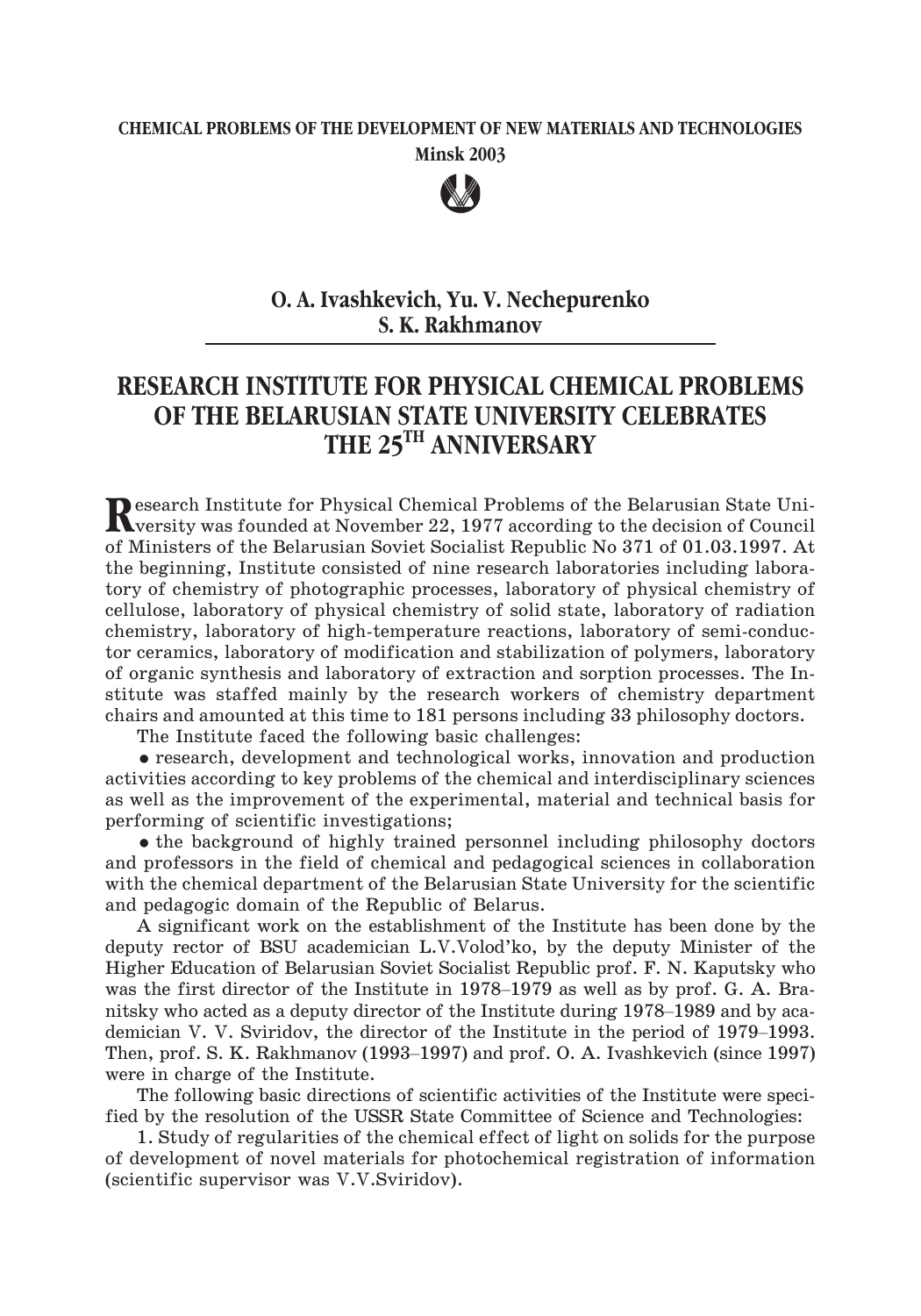CHEMICAL PROBLEMS OF THE DEVELOPMENT OF NEW MATERIALS AND TECHNOLOGIES
Minsk 2003

**O. A. Ivashkevich, Yu. V. Nechepurenko**
**S. K. Rakhmanov**

# RESEARCH INSTITUTE FOR PHYSICAL CHEMICAL PROBLEMS OF THE BELARUSIAN STATE UNIVERSITY CELEBRATES THE 25TH ANNIVERSARY

Research Institute for Physical Chemical Problems of the Belarusian State University was founded at November 22, 1977 according to the decision of Council of Ministers of the Belarusian Soviet Socialist Republic No 371 of 01.03.1997. At the beginning, Institute consisted of nine research laboratories including laboratory of chemistry of photographic processes, laboratory of physical chemistry of cellulose, laboratory of physical chemistry of solid state, laboratory of radiation chemistry, laboratory of high-temperature reactions, laboratory of semi-conductor ceramics, laboratory of modification and stabilization of polymers, laboratory of organic synthesis and laboratory of extraction and sorption processes. The Institute was staffed mainly by the research workers of chemistry department chairs and amounted at this time to 181 persons including 33 philosophy doctors.

The Institute faced the following basic challenges:

- research, development and technological works, innovation and production activities according to key problems of the chemical and interdisciplinary sciences as well as the improvement of the experimental, material and technical basis for performing of scientific investigations;
- the background of highly trained personnel including philosophy doctors and professors in the field of chemical and pedagogical sciences in collaboration with the chemical department of the Belarusian State University for the scientific and pedagogic domain of the Republic of Belarus.

A significant work on the establishment of the Institute has been done by the deputy rector of BSU academician L.V.Volod'ko, by the deputy Minister of the Higher Education of Belarusian Soviet Socialist Republic prof. F. N. Kaputsky who was the first director of the Institute in 1978–1979 as well as by prof. G. A. Branitsky who acted as a deputy director of the Institute during 1978–1989 and by academician V. V. Sviridov, the director of the Institute in the period of 1979–1993. Then, prof. S. K. Rakhmanov (1993–1997) and prof. O. A. Ivashkevich (since 1997) were in charge of the Institute.

The following basic directions of scientific activities of the Institute were specified by the resolution of the USSR State Committee of Science and Technologies:

1. Study of regularities of the chemical effect of light on solids for the purpose of development of novel materials for photochemical registration of information (scientific supervisor was V.V.Sviridov).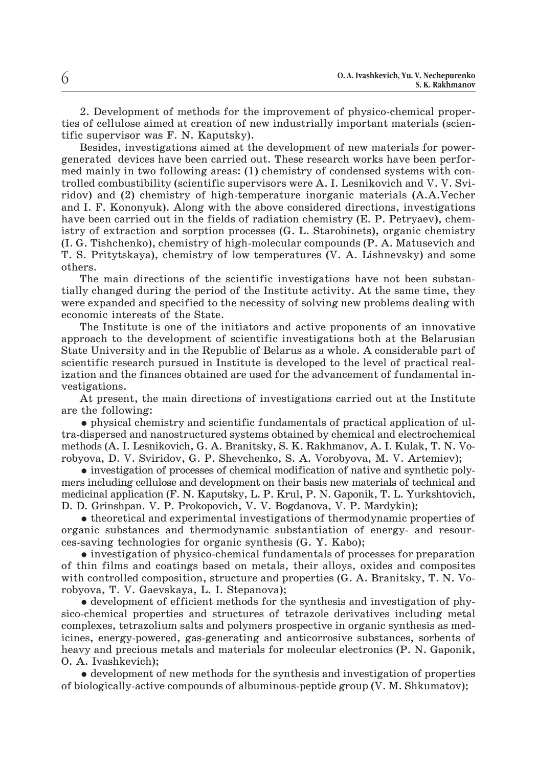2. Development of methods for the improvement of physico-chemical properties of cellulose aimed at creation of new industrially important materials (scientific supervisor was F. N. Kaputsky).

Besides, investigations aimed at the development of new materials for power-generated devices have been carried out. These research works have been performed mainly in two following areas: (1) chemistry of condensed systems with controlled combustibility (scientific supervisors were A. I. Lesnikovich and V. V. Sviridov) and (2) chemistry of high-temperature inorganic materials (A.A.Vecher and I. F. Kononyuk). Along with the above considered directions, investigations have been carried out in the fields of radiation chemistry (E. P. Petryaev), chemistry of extraction and sorption processes (G. L. Starobinets), organic chemistry (I. G. Tishchenko), chemistry of high-molecular compounds (P. A. Matusevich and T. S. Pritytskaya), chemistry of low temperatures (V. A. Lishnevsky) and some others.

The main directions of the scientific investigations have not been substantially changed during the period of the Institute activity. At the same time, they were expanded and specified to the necessity of solving new problems dealing with economic interests of the State.

The Institute is one of the initiators and active proponents of an innovative approach to the development of scientific investigations both at the Belarusian State University and in the Republic of Belarus as a whole. A considerable part of scientific research pursued in Institute is developed to the level of practical realization and the finances obtained are used for the advancement of fundamental investigations.

At present, the main directions of investigations carried out at the Institute are the following:

- physical chemistry and scientific fundamentals of practical application of ultra-dispersed and nanostructured systems obtained by chemical and electrochemical methods (A. I. Lesnikovich, G. A. Branitsky, S. K. Rakhmanov, A. I. Kulak, T. N. Vorobyova, D. V. Sviridov, G. P. Shevchenko, S. A. Vorobyova, M. V. Artemiev);
- investigation of processes of chemical modification of native and synthetic polymers including cellulose and development on their basis new materials of technical and medicinal application (F. N. Kaputsky, L. P. Krul, P. N. Gaponik, T. L. Yurkshtovich, D. D. Grinshpan. V. P. Prokopovich, V. V. Bogdanova, V. P. Mardykin);
- theoretical and experimental investigations of thermodynamic properties of organic substances and thermodynamic substantiation of energy- and resources-saving technologies for organic synthesis (G. Y. Kabo);
- investigation of physico-chemical fundamentals of processes for preparation of thin films and coatings based on metals, their alloys, oxides and composites with controlled composition, structure and properties (G. A. Branitsky, T. N. Vorobyova, T. V. Gaevskaya, L. I. Stepanova);
- development of efficient methods for the synthesis and investigation of physico-chemical properties and structures of tetrazole derivatives including metal complexes, tetrazolium salts and polymers prospective in organic synthesis as medicines, energy-powered, gas-generating and anticorrosive substances, sorbents of heavy and precious metals and materials for molecular electronics (P. N. Gaponik, O. A. Ivashkevich);
- development of new methods for the synthesis and investigation of properties of biologically-active compounds of albuminous-peptide group (V. M. Shkumatov);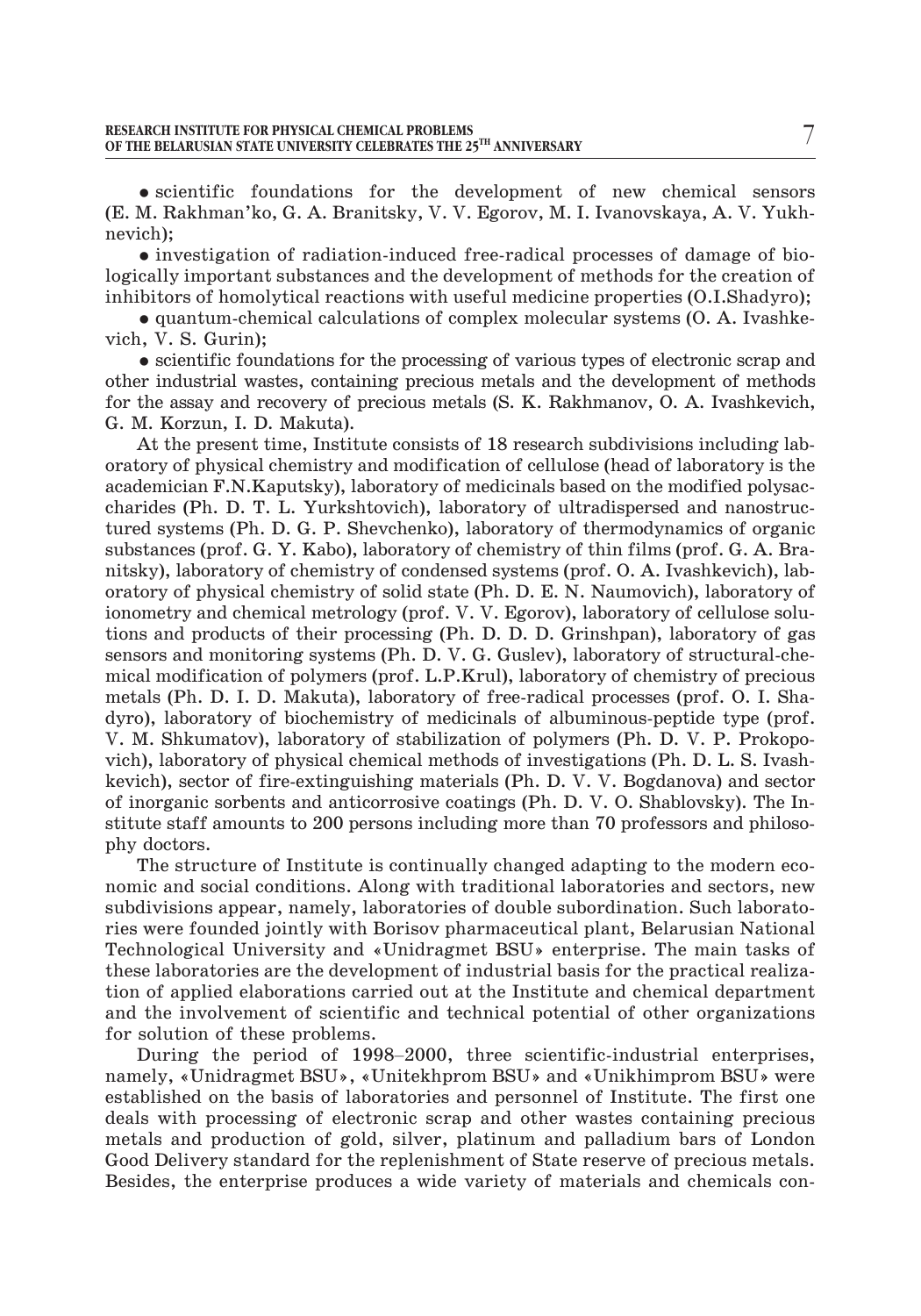- scientific foundations for the development of new chemical sensors (E. M. Rakhman'ko, G. A. Branitsky, V. V. Egorov, M. I. Ivanovskaya, A. V. Yukhnevich);
- investigation of radiation-induced free-radical processes of damage of biologically important substances and the development of methods for the creation of inhibitors of homolytical reactions with useful medicine properties (O.I.Shadyro);
- quantum-chemical calculations of complex molecular systems (O. A. Ivashkevich, V. S. Gurin);
- scientific foundations for the processing of various types of electronic scrap and other industrial wastes, containing precious metals and the development of methods for the assay and recovery of precious metals (S. K. Rakhmanov, O. A. Ivashkevich, G. M. Korzun, I. D. Makuta).

At the present time, Institute consists of 18 research subdivisions including laboratory of physical chemistry and modification of cellulose (head of laboratory is the academician F.N.Kaputsky), laboratory of medicinals based on the modified polysaccharides (Ph. D. T. L. Yurkshtovich), laboratory of ultradispersed and nanostructured systems (Ph. D. G. P. Shevchenko), laboratory of thermodynamics of organic substances (prof. G. Y. Kabo), laboratory of chemistry of thin films (prof. G. A. Branitsky), laboratory of chemistry of condensed systems (prof. O. A. Ivashkevich), laboratory of physical chemistry of solid state (Ph. D. E. N. Naumovich), laboratory of ionometry and chemical metrology (prof. V. V. Egorov), laboratory of cellulose solutions and products of their processing (Ph. D. D. D. Grinshpan), laboratory of gas sensors and monitoring systems (Ph. D. V. G. Guslev), laboratory of structural-chemical modification of polymers (prof. L.P.Krul), laboratory of chemistry of precious metals (Ph. D. I. D. Makuta), laboratory of free-radical processes (prof. O. I. Shadyro), laboratory of biochemistry of medicinals of albuminous-peptide type (prof. V. M. Shkumatov), laboratory of stabilization of polymers (Ph. D. V. P. Prokopovich), laboratory of physical chemical methods of investigations (Ph. D. L. S. Ivashkevich), sector of fire-extinguishing materials (Ph. D. V. V. Bogdanova) and sector of inorganic sorbents and anticorrosive coatings (Ph. D. V. O. Shablovsky). The Institute staff amounts to 200 persons including more than 70 professors and philosophy doctors.

The structure of Institute is continually changed adapting to the modern economic and social conditions. Along with traditional laboratories and sectors, new subdivisions appear, namely, laboratories of double subordination. Such laboratories were founded jointly with Borisov pharmaceutical plant, Belarusian National Technological University and «Unidragmet BSU» enterprise. The main tasks of these laboratories are the development of industrial basis for the practical realization of applied elaborations carried out at the Institute and chemical department and the involvement of scientific and technical potential of other organizations for solution of these problems.

During the period of 1998–2000, three scientific-industrial enterprises, namely, «Unidragmet BSU», «Unitekhprom BSU» and «Unikhimprom BSU» were established on the basis of laboratories and personnel of Institute. The first one deals with processing of electronic scrap and other wastes containing precious metals and production of gold, silver, platinum and palladium bars of London Good Delivery standard for the replenishment of State reserve of precious metals. Besides, the enterprise produces a wide variety of materials and chemicals con-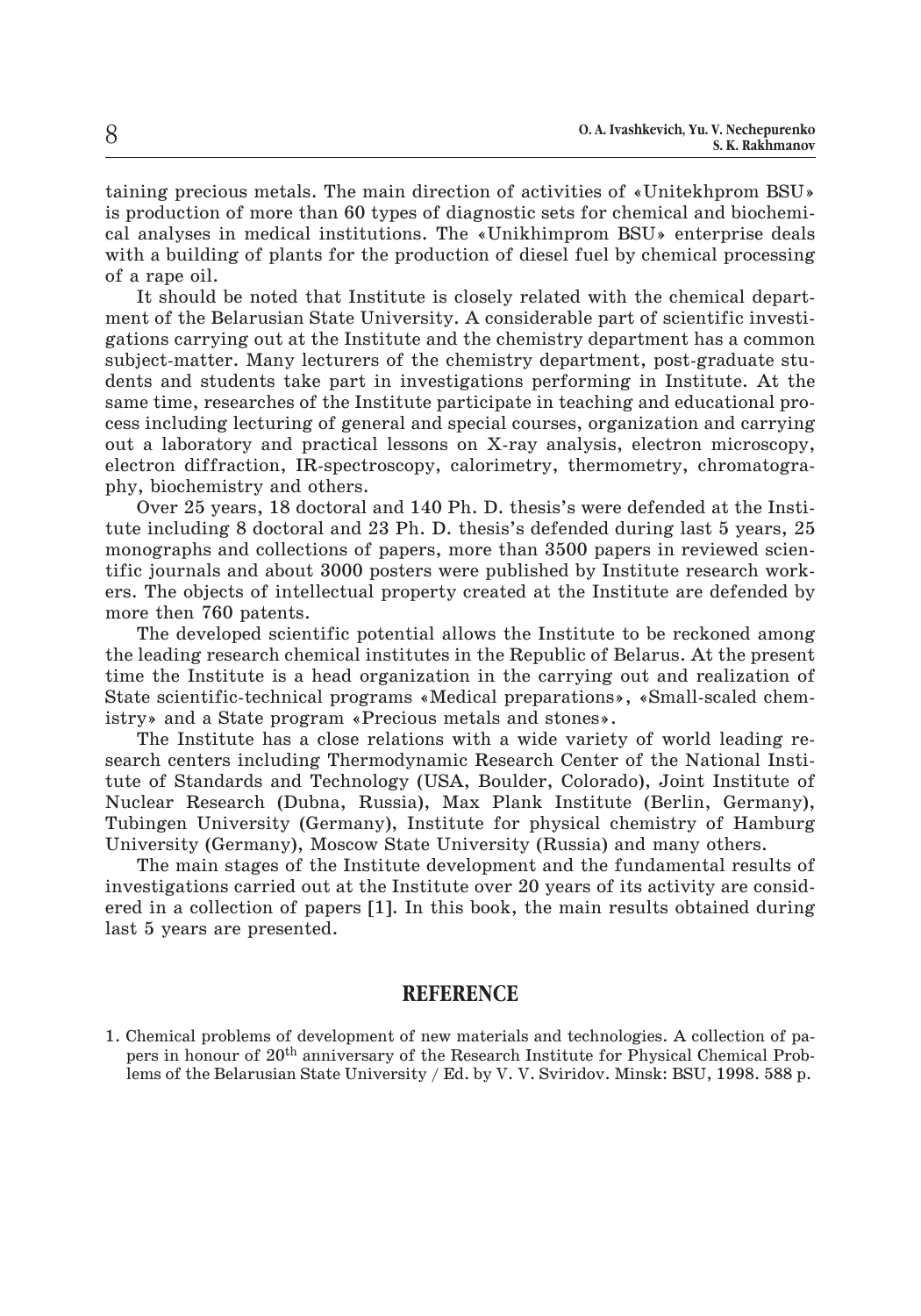taining precious metals. The main direction of activities of «Unitekhprom BSU» is production of more than 60 types of diagnostic sets for chemical and biochemical analyses in medical institutions. The «Unikhimprom BSU» enterprise deals with a building of plants for the production of diesel fuel by chemical processing of a rape oil.

It should be noted that Institute is closely related with the chemical department of the Belarusian State University. A considerable part of scientific investigations carrying out at the Institute and the chemistry department has a common subject-matter. Many lecturers of the chemistry department, post-graduate students and students take part in investigations performing in Institute. At the same time, researches of the Institute participate in teaching and educational process including lecturing of general and special courses, organization and carrying out a laboratory and practical lessons on X-ray analysis, electron microscopy, electron diffraction, IR-spectroscopy, calorimetry, thermometry, chromatography, biochemistry and others.

Over 25 years, 18 doctoral and 140 Ph. D. thesis's were defended at the Institute including 8 doctoral and 23 Ph. D. thesis's defended during last 5 years, 25 monographs and collections of papers, more than 3500 papers in reviewed scientific journals and about 3000 posters were published by Institute research workers. The objects of intellectual property created at the Institute are defended by more then 760 patents.

The developed scientific potential allows the Institute to be reckoned among the leading research chemical institutes in the Republic of Belarus. At the present time the Institute is a head organization in the carrying out and realization of State scientific-technical programs «Medical preparations», «Small-scaled chemistry» and a State program «Precious metals and stones».

The Institute has a close relations with a wide variety of world leading research centers including Thermodynamic Research Center of the National Institute of Standards and Technology (USA, Boulder, Colorado), Joint Institute of Nuclear Research (Dubna, Russia), Max Plank Institute (Berlin, Germany), Tubingen University (Germany), Institute for physical chemistry of Hamburg University (Germany), Moscow State University (Russia) and many others.

The main stages of the Institute development and the fundamental results of investigations carried out at the Institute over 20 years of its activity are considered in a collection of papers [1]. In this book, the main results obtained during last 5 years are presented.

## REFERENCE

1. Chemical problems of development of new materials and technologies. A collection of papers in honour of 20th anniversary of the Research Institute for Physical Chemical Problems of the Belarusian State University / Ed. by V. V. Sviridov. Minsk: BSU, 1998. 588 p.